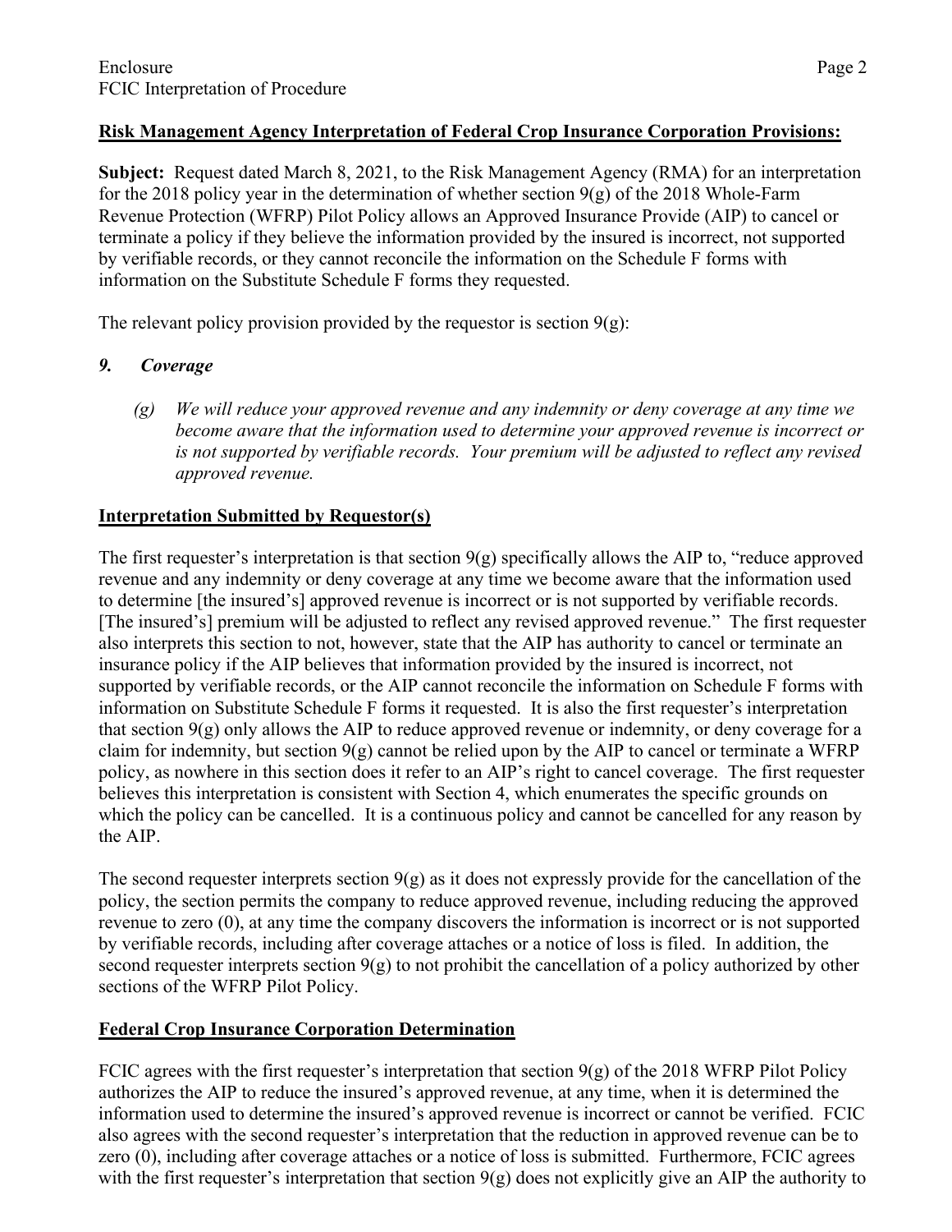**Risk Management Agency Interpretation of Federal Crop Insurance Corporation Provisions:**

**Subject:** Request dated March 8, 2021, to the Risk Management Agency (RMA) for an interpretation for the 2018 policy year in the determination of whether section 9(g) of the 2018 Whole-Farm Revenue Protection (WFRP) Pilot Policy allows an Approved Insurance Provide (AIP) to cancel or terminate a policy if they believe the information provided by the insured is incorrect, not supported by verifiable records, or they cannot reconcile the information on the Schedule F forms with information on the Substitute Schedule F forms they requested.

The relevant policy provision provided by the requestor is section 9(g):

*9. Coverage*

> *(g) We will reduce your approved revenue and any indemnity or deny coverage at any time we become aware that the information used to determine your approved revenue is incorrect or is not supported by verifiable records. Your premium will be adjusted to reflect any revised approved revenue.*

**Interpretation Submitted by Requestor(s)**

The first requester's interpretation is that section 9(g) specifically allows the AIP to, "reduce approved revenue and any indemnity or deny coverage at any time we become aware that the information used to determine [the insured's] approved revenue is incorrect or is not supported by verifiable records. [The insured's] premium will be adjusted to reflect any revised approved revenue." The first requester also interprets this section to not, however, state that the AIP has authority to cancel or terminate an insurance policy if the AIP believes that information provided by the insured is incorrect, not supported by verifiable records, or the AIP cannot reconcile the information on Schedule F forms with information on Substitute Schedule F forms it requested. It is also the first requester's interpretation that section 9(g) only allows the AIP to reduce approved revenue or indemnity, or deny coverage for a claim for indemnity, but section 9(g) cannot be relied upon by the AIP to cancel or terminate a WFRP policy, as nowhere in this section does it refer to an AIP's right to cancel coverage. The first requester believes this interpretation is consistent with Section 4, which enumerates the specific grounds on which the policy can be cancelled. It is a continuous policy and cannot be cancelled for any reason by the AIP.

The second requester interprets section 9(g) as it does not expressly provide for the cancellation of the policy, the section permits the company to reduce approved revenue, including reducing the approved revenue to zero (0), at any time the company discovers the information is incorrect or is not supported by verifiable records, including after coverage attaches or a notice of loss is filed. In addition, the second requester interprets section 9(g) to not prohibit the cancellation of a policy authorized by other sections of the WFRP Pilot Policy.

**Federal Crop Insurance Corporation Determination**

FCIC agrees with the first requester's interpretation that section 9(g) of the 2018 WFRP Pilot Policy authorizes the AIP to reduce the insured's approved revenue, at any time, when it is determined the information used to determine the insured's approved revenue is incorrect or cannot be verified. FCIC also agrees with the second requester's interpretation that the reduction in approved revenue can be to zero (0), including after coverage attaches or a notice of loss is submitted. Furthermore, FCIC agrees with the first requester's interpretation that section 9(g) does not explicitly give an AIP the authority to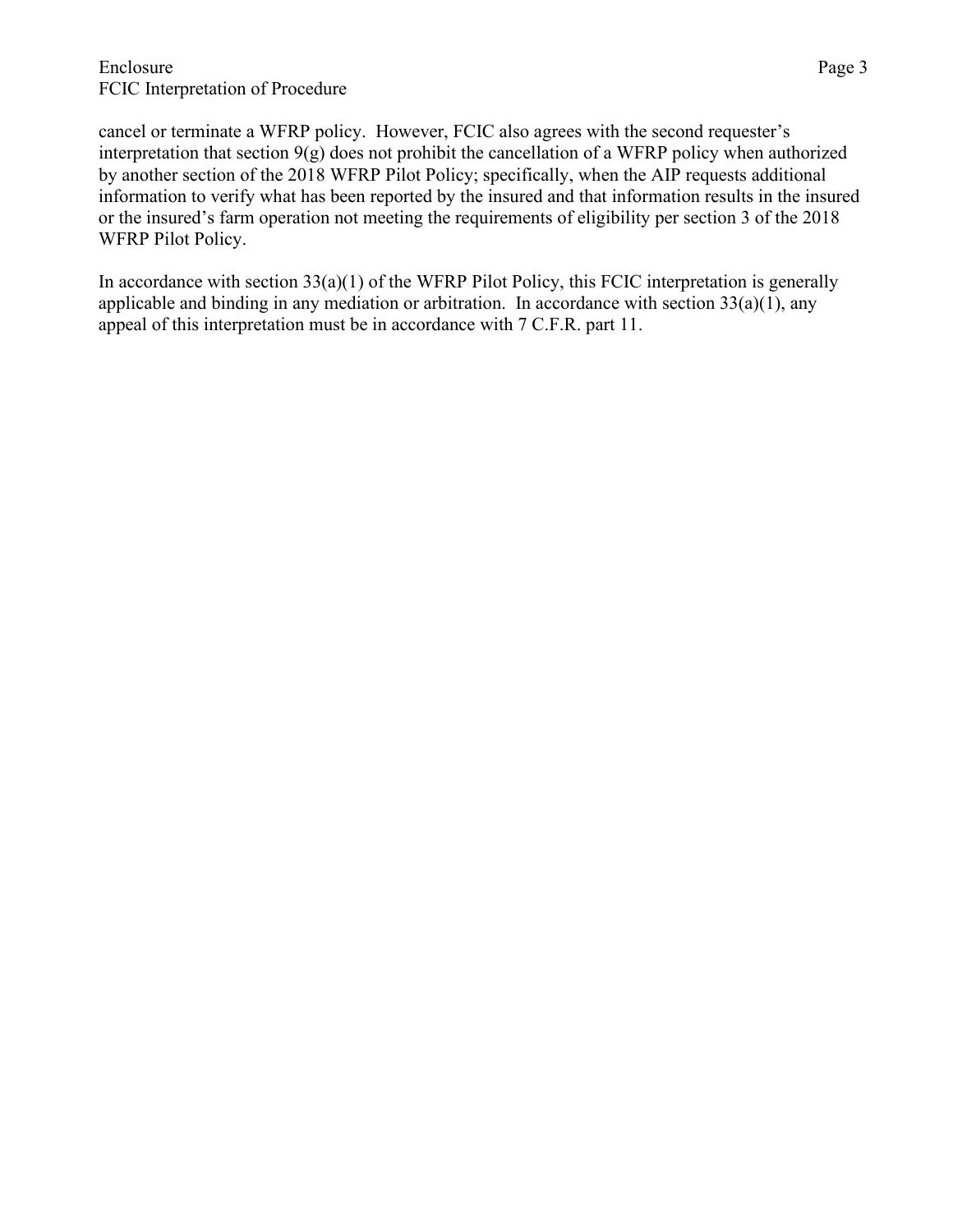cancel or terminate a WFRP policy. However, FCIC also agrees with the second requester's interpretation that section 9(g) does not prohibit the cancellation of a WFRP policy when authorized by another section of the 2018 WFRP Pilot Policy; specifically, when the AIP requests additional information to verify what has been reported by the insured and that information results in the insured or the insured's farm operation not meeting the requirements of eligibility per section 3 of the 2018 WFRP Pilot Policy.

In accordance with section 33(a)(1) of the WFRP Pilot Policy, this FCIC interpretation is generally applicable and binding in any mediation or arbitration. In accordance with section 33(a)(1), any appeal of this interpretation must be in accordance with 7 C.F.R. part 11.